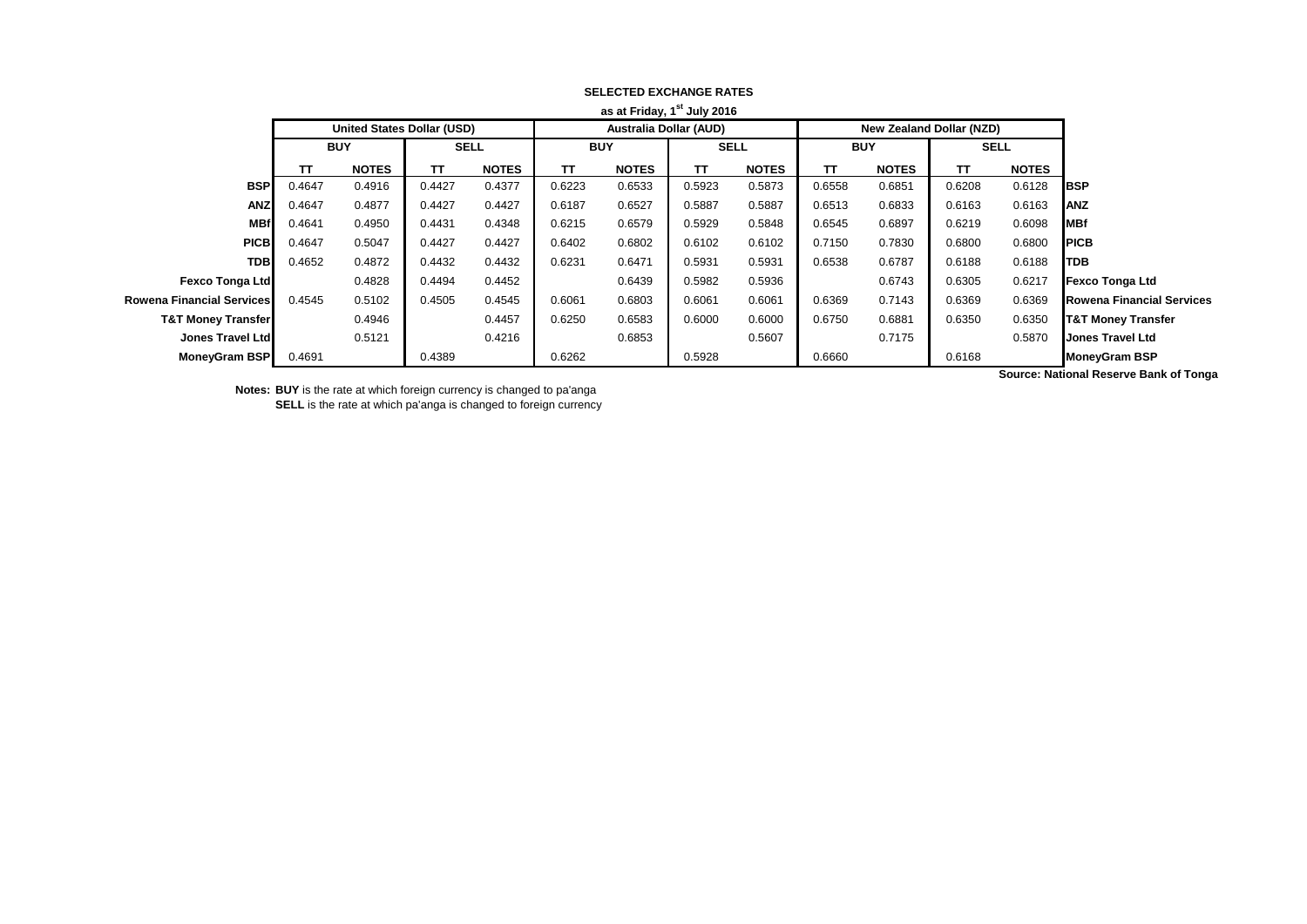**SELECTED EXCHANGE RATES**

**as at Friday, 1st July 2016**

| | United States Dollar (USD) | | | | Australia Dollar (AUD) | | | | New Zealand Dollar (NZD) | | | | |
|---|---|---|---|---|---|---|---|---|---|---|---|---|---|
| | BUY | | SELL | | BUY | | SELL | | BUY | | SELL | | |
| | TT | NOTES | TT | NOTES | TT | NOTES | TT | NOTES | TT | NOTES | TT | NOTES | |
| **BSP** | 0.4647 | 0.4916 | 0.4427 | 0.4377 | 0.6223 | 0.6533 | 0.5923 | 0.5873 | 0.6558 | 0.6851 | 0.6208 | 0.6128 | **BSP** |
| **ANZ** | 0.4647 | 0.4877 | 0.4427 | 0.4427 | 0.6187 | 0.6527 | 0.5887 | 0.5887 | 0.6513 | 0.6833 | 0.6163 | 0.6163 | **ANZ** |
| **MBf** | 0.4641 | 0.4950 | 0.4431 | 0.4348 | 0.6215 | 0.6579 | 0.5929 | 0.5848 | 0.6545 | 0.6897 | 0.6219 | 0.6098 | **MBf** |
| **PICB** | 0.4647 | 0.5047 | 0.4427 | 0.4427 | 0.6402 | 0.6802 | 0.6102 | 0.6102 | 0.7150 | 0.7830 | 0.6800 | 0.6800 | **PICB** |
| **TDB** | 0.4652 | 0.4872 | 0.4432 | 0.4432 | 0.6231 | 0.6471 | 0.5931 | 0.5931 | 0.6538 | 0.6787 | 0.6188 | 0.6188 | **TDB** |
| **Fexco Tonga Ltd** | | 0.4828 | 0.4494 | 0.4452 | | 0.6439 | 0.5982 | 0.5936 | | 0.6743 | 0.6305 | 0.6217 | **Fexco Tonga Ltd** |
| **Rowena Financial Services** | 0.4545 | 0.5102 | 0.4505 | 0.4545 | 0.6061 | 0.6803 | 0.6061 | 0.6061 | 0.6369 | 0.7143 | 0.6369 | 0.6369 | **Rowena Financial Services** |
| **T&T Money Transfer** | | 0.4946 | | 0.4457 | 0.6250 | 0.6583 | 0.6000 | 0.6000 | 0.6750 | 0.6881 | 0.6350 | 0.6350 | **T&T Money Transfer** |
| **Jones Travel Ltd** | | 0.5121 | | 0.4216 | | 0.6853 | | 0.5607 | | 0.7175 | | 0.5870 | **Jones Travel Ltd** |
| **MoneyGram BSP** | 0.4691 | | 0.4389 | | 0.6262 | | 0.5928 | | 0.6660 | | 0.6168 | | **MoneyGram BSP** |

**Source: National Reserve Bank of Tonga**

**Notes:** **BUY** is the rate at which foreign currency is changed to pa'anga
**SELL** is the rate at which pa'anga is changed to foreign currency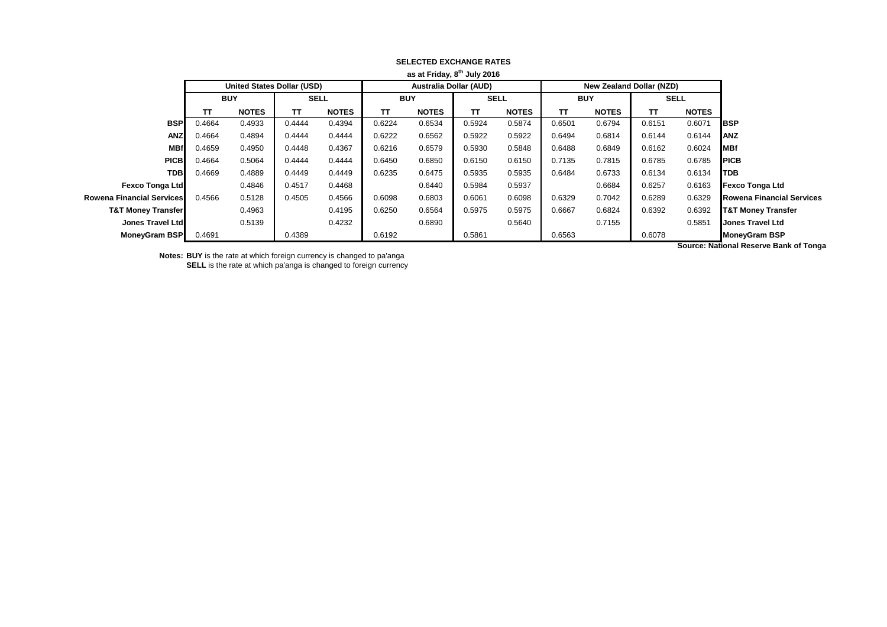**SELECTED EXCHANGE RATES**

**as at Friday, 8th July 2016**

| | United States Dollar (USD) | | | | Australia Dollar (AUD) | | | | New Zealand Dollar (NZD) | | | | |
|---|---|---|---|---|---|---|---|---|---|---|---|---|---|
| | BUY | | SELL | | BUY | | SELL | | BUY | | SELL | | |
| | TT | NOTES | TT | NOTES | TT | NOTES | TT | NOTES | TT | NOTES | TT | NOTES | |
| **BSP** | 0.4664 | 0.4933 | 0.4444 | 0.4394 | 0.6224 | 0.6534 | 0.5924 | 0.5874 | 0.6501 | 0.6794 | 0.6151 | 0.6071 | **BSP** |
| **ANZ** | 0.4664 | 0.4894 | 0.4444 | 0.4444 | 0.6222 | 0.6562 | 0.5922 | 0.5922 | 0.6494 | 0.6814 | 0.6144 | 0.6144 | **ANZ** |
| **MBf** | 0.4659 | 0.4950 | 0.4448 | 0.4367 | 0.6216 | 0.6579 | 0.5930 | 0.5848 | 0.6488 | 0.6849 | 0.6162 | 0.6024 | **MBf** |
| **PICB** | 0.4664 | 0.5064 | 0.4444 | 0.4444 | 0.6450 | 0.6850 | 0.6150 | 0.6150 | 0.7135 | 0.7815 | 0.6785 | 0.6785 | **PICB** |
| **TDB** | 0.4669 | 0.4889 | 0.4449 | 0.4449 | 0.6235 | 0.6475 | 0.5935 | 0.5935 | 0.6484 | 0.6733 | 0.6134 | 0.6134 | **TDB** |
| **Fexco Tonga Ltd** | | 0.4846 | 0.4517 | 0.4468 | | 0.6440 | 0.5984 | 0.5937 | | 0.6684 | 0.6257 | 0.6163 | **Fexco Tonga Ltd** |
| **Rowena Financial Services** | 0.4566 | 0.5128 | 0.4505 | 0.4566 | 0.6098 | 0.6803 | 0.6061 | 0.6098 | 0.6329 | 0.7042 | 0.6289 | 0.6329 | **Rowena Financial Services** |
| **T&T Money Transfer** | | 0.4963 | | 0.4195 | 0.6250 | 0.6564 | 0.5975 | 0.5975 | 0.6667 | 0.6824 | 0.6392 | 0.6392 | **T&T Money Transfer** |
| **Jones Travel Ltd** | | 0.5139 | | 0.4232 | | 0.6890 | | 0.5640 | | 0.7155 | | 0.5851 | **Jones Travel Ltd** |
| **MoneyGram BSP** | 0.4691 | | 0.4389 | | 0.6192 | | 0.5861 | | 0.6563 | | 0.6078 | | **MoneyGram BSP** |

**Source: National Reserve Bank of Tonga**

**Notes: BUY** is the rate at which foreign currency is changed to pa'anga
**SELL** is the rate at which pa'anga is changed to foreign currency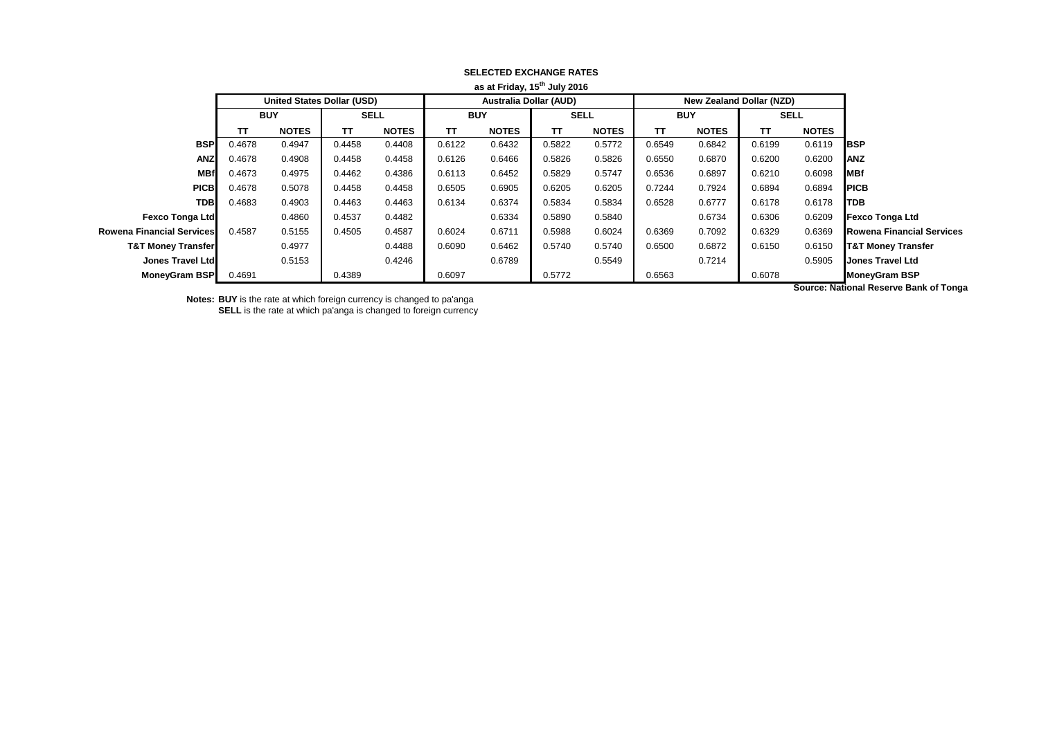**SELECTED EXCHANGE RATES**

**as at Friday, 15th July 2016**

| | United States Dollar (USD) | | | | Australia Dollar (AUD) | | | | New Zealand Dollar (NZD) | | | | |
|---|---|---|---|---|---|---|---|---|---|---|---|---|---|
| | BUY | | SELL | | BUY | | SELL | | BUY | | SELL | | |
| | TT | NOTES | TT | NOTES | TT | NOTES | TT | NOTES | TT | NOTES | TT | NOTES | |
| **BSP** | 0.4678 | 0.4947 | 0.4458 | 0.4408 | 0.6122 | 0.6432 | 0.5822 | 0.5772 | 0.6549 | 0.6842 | 0.6199 | 0.6119 | **BSP** |
| **ANZ** | 0.4678 | 0.4908 | 0.4458 | 0.4458 | 0.6126 | 0.6466 | 0.5826 | 0.5826 | 0.6550 | 0.6870 | 0.6200 | 0.6200 | **ANZ** |
| **MBf** | 0.4673 | 0.4975 | 0.4462 | 0.4386 | 0.6113 | 0.6452 | 0.5829 | 0.5747 | 0.6536 | 0.6897 | 0.6210 | 0.6098 | **MBf** |
| **PICB** | 0.4678 | 0.5078 | 0.4458 | 0.4458 | 0.6505 | 0.6905 | 0.6205 | 0.6205 | 0.7244 | 0.7924 | 0.6894 | 0.6894 | **PICB** |
| **TDB** | 0.4683 | 0.4903 | 0.4463 | 0.4463 | 0.6134 | 0.6374 | 0.5834 | 0.5834 | 0.6528 | 0.6777 | 0.6178 | 0.6178 | **TDB** |
| **Fexco Tonga Ltd** | | 0.4860 | 0.4537 | 0.4482 | | 0.6334 | 0.5890 | 0.5840 | | 0.6734 | 0.6306 | 0.6209 | **Fexco Tonga Ltd** |
| **Rowena Financial Services** | 0.4587 | 0.5155 | 0.4505 | 0.4587 | 0.6024 | 0.6711 | 0.5988 | 0.6024 | 0.6369 | 0.7092 | 0.6329 | 0.6369 | **Rowena Financial Services** |
| **T&T Money Transfer** | | 0.4977 | | 0.4488 | 0.6090 | 0.6462 | 0.5740 | 0.5740 | 0.6500 | 0.6872 | 0.6150 | 0.6150 | **T&T Money Transfer** |
| **Jones Travel Ltd** | | 0.5153 | | 0.4246 | | 0.6789 | | 0.5549 | | 0.7214 | | 0.5905 | **Jones Travel Ltd** |
| **MoneyGram BSP** | 0.4691 | | 0.4389 | | 0.6097 | | 0.5772 | | 0.6563 | | 0.6078 | | **MoneyGram BSP** |

**Source: National Reserve Bank of Tonga**

**Notes:** **BUY** is the rate at which foreign currency is changed to pa'anga
**SELL** is the rate at which pa'anga is changed to foreign currency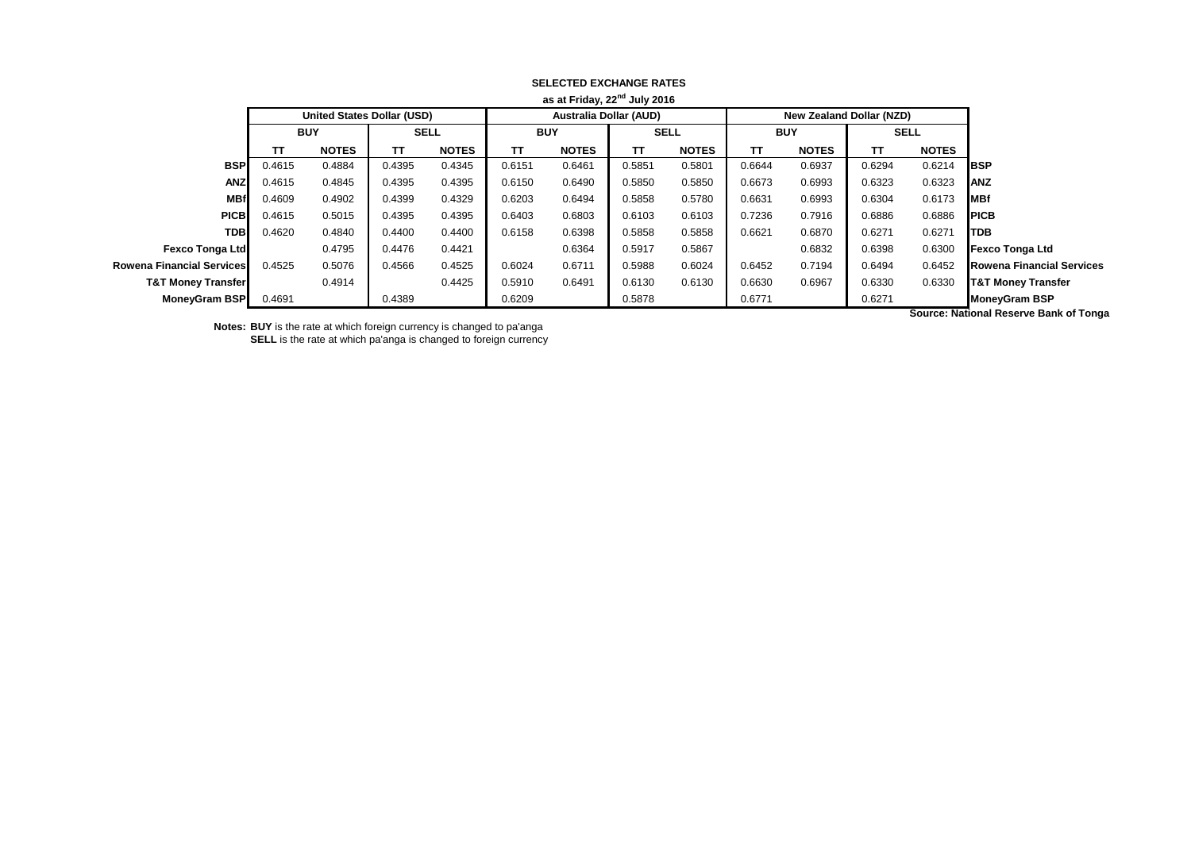**SELECTED EXCHANGE RATES**

**as at Friday, 22nd July 2016**

| | United States Dollar (USD) | | | | Australia Dollar (AUD) | | | | New Zealand Dollar (NZD) | | | | |
|---|---|---|---|---|---|---|---|---|---|---|---|---|---|
| | BUY | | SELL | | BUY | | SELL | | BUY | | SELL | | |
| | TT | NOTES | TT | NOTES | TT | NOTES | TT | NOTES | TT | NOTES | TT | NOTES | |
| **BSP** | 0.4615 | 0.4884 | 0.4395 | 0.4345 | 0.6151 | 0.6461 | 0.5851 | 0.5801 | 0.6644 | 0.6937 | 0.6294 | 0.6214 | **BSP** |
| **ANZ** | 0.4615 | 0.4845 | 0.4395 | 0.4395 | 0.6150 | 0.6490 | 0.5850 | 0.5850 | 0.6673 | 0.6993 | 0.6323 | 0.6323 | **ANZ** |
| **MBf** | 0.4609 | 0.4902 | 0.4399 | 0.4329 | 0.6203 | 0.6494 | 0.5858 | 0.5780 | 0.6631 | 0.6993 | 0.6304 | 0.6173 | **MBf** |
| **PICB** | 0.4615 | 0.5015 | 0.4395 | 0.4395 | 0.6403 | 0.6803 | 0.6103 | 0.6103 | 0.7236 | 0.7916 | 0.6886 | 0.6886 | **PICB** |
| **TDB** | 0.4620 | 0.4840 | 0.4400 | 0.4400 | 0.6158 | 0.6398 | 0.5858 | 0.5858 | 0.6621 | 0.6870 | 0.6271 | 0.6271 | **TDB** |
| **Fexco Tonga Ltd** | | 0.4795 | 0.4476 | 0.4421 | | 0.6364 | 0.5917 | 0.5867 | | 0.6832 | 0.6398 | 0.6300 | **Fexco Tonga Ltd** |
| **Rowena Financial Services** | 0.4525 | 0.5076 | 0.4566 | 0.4525 | 0.6024 | 0.6711 | 0.5988 | 0.6024 | 0.6452 | 0.7194 | 0.6494 | 0.6452 | **Rowena Financial Services** |
| **T&T Money Transfer** | | 0.4914 | | 0.4425 | 0.5910 | 0.6491 | 0.6130 | 0.6130 | 0.6630 | 0.6967 | 0.6330 | 0.6330 | **T&T Money Transfer** |
| **MoneyGram BSP** | 0.4691 | | 0.4389 | | 0.6209 | | 0.5878 | | 0.6771 | | 0.6271 | | **MoneyGram BSP** |

**Source: National Reserve Bank of Tonga**

**Notes:** **BUY** is the rate at which foreign currency is changed to pa'anga
**SELL** is the rate at which pa'anga is changed to foreign currency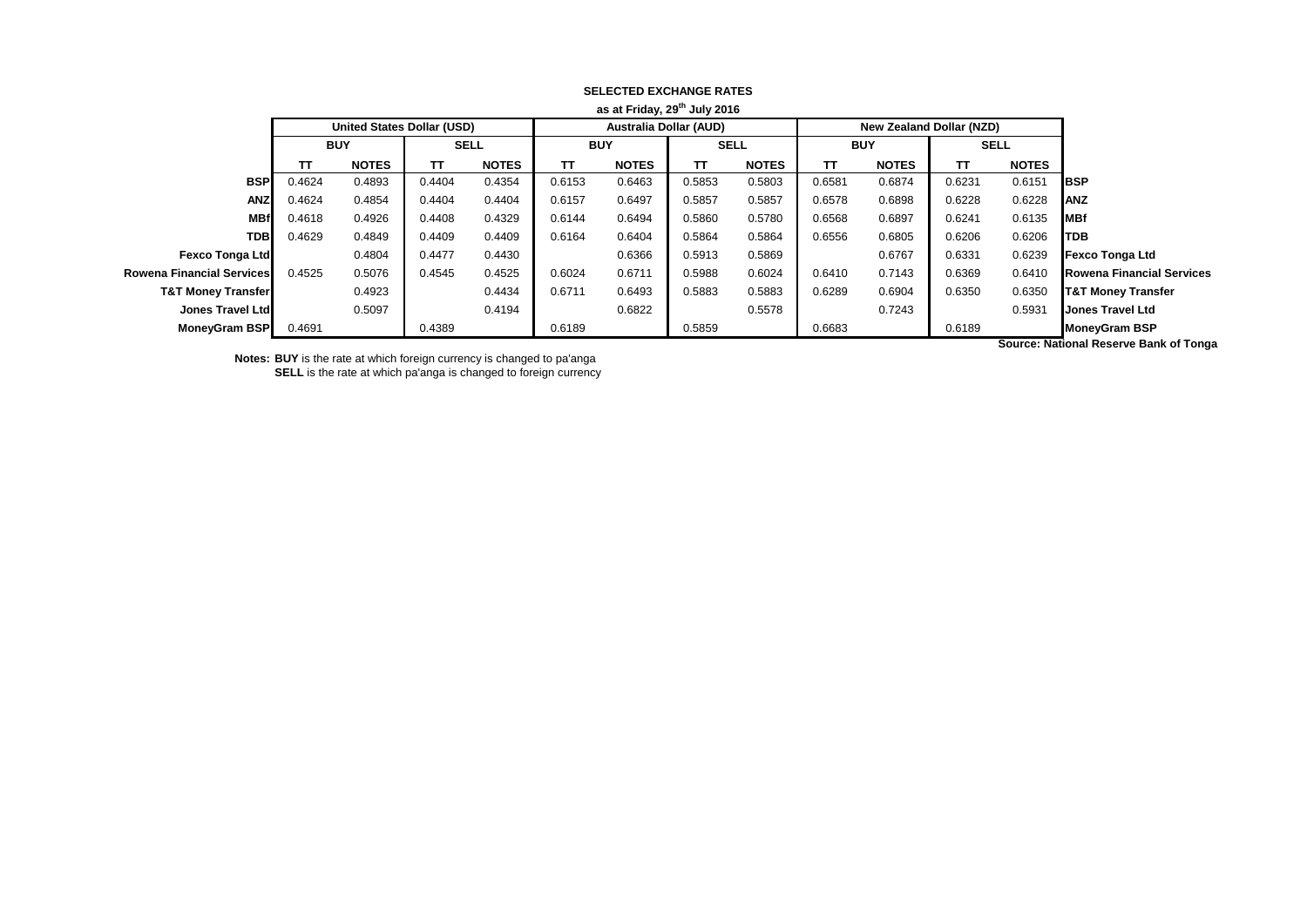**SELECTED EXCHANGE RATES**

**as at Friday, 29th July 2016**

| | United States Dollar (USD) | | | | Australia Dollar (AUD) | | | | New Zealand Dollar (NZD) | | | | |
|---|---|---|---|---|---|---|---|---|---|---|---|---|---|
| | BUY | | SELL | | BUY | | SELL | | BUY | | SELL | | |
| | TT | NOTES | TT | NOTES | TT | NOTES | TT | NOTES | TT | NOTES | TT | NOTES | |
| **BSP** | 0.4624 | 0.4893 | 0.4404 | 0.4354 | 0.6153 | 0.6463 | 0.5853 | 0.5803 | 0.6581 | 0.6874 | 0.6231 | 0.6151 | **BSP** |
| **ANZ** | 0.4624 | 0.4854 | 0.4404 | 0.4404 | 0.6157 | 0.6497 | 0.5857 | 0.5857 | 0.6578 | 0.6898 | 0.6228 | 0.6228 | **ANZ** |
| **MBf** | 0.4618 | 0.4926 | 0.4408 | 0.4329 | 0.6144 | 0.6494 | 0.5860 | 0.5780 | 0.6568 | 0.6897 | 0.6241 | 0.6135 | **MBf** |
| **TDB** | 0.4629 | 0.4849 | 0.4409 | 0.4409 | 0.6164 | 0.6404 | 0.5864 | 0.5864 | 0.6556 | 0.6805 | 0.6206 | 0.6206 | **TDB** |
| **Fexco Tonga Ltd** | | 0.4804 | 0.4477 | 0.4430 | | 0.6366 | 0.5913 | 0.5869 | | 0.6767 | 0.6331 | 0.6239 | **Fexco Tonga Ltd** |
| **Rowena Financial Services** | 0.4525 | 0.5076 | 0.4545 | 0.4525 | 0.6024 | 0.6711 | 0.5988 | 0.6024 | 0.6410 | 0.7143 | 0.6369 | 0.6410 | **Rowena Financial Services** |
| **T&T Money Transfer** | | 0.4923 | | 0.4434 | 0.6711 | 0.6493 | 0.5883 | 0.5883 | 0.6289 | 0.6904 | 0.6350 | 0.6350 | **T&T Money Transfer** |
| **Jones Travel Ltd** | | 0.5097 | | 0.4194 | | 0.6822 | | 0.5578 | | 0.7243 | | 0.5931 | **Jones Travel Ltd** |
| **MoneyGram BSP** | 0.4691 | | 0.4389 | | 0.6189 | | 0.5859 | | 0.6683 | | 0.6189 | | **MoneyGram BSP** |

**Source: National Reserve Bank of Tonga**

**Notes: BUY** is the rate at which foreign currency is changed to pa'anga
**SELL** is the rate at which pa'anga is changed to foreign currency